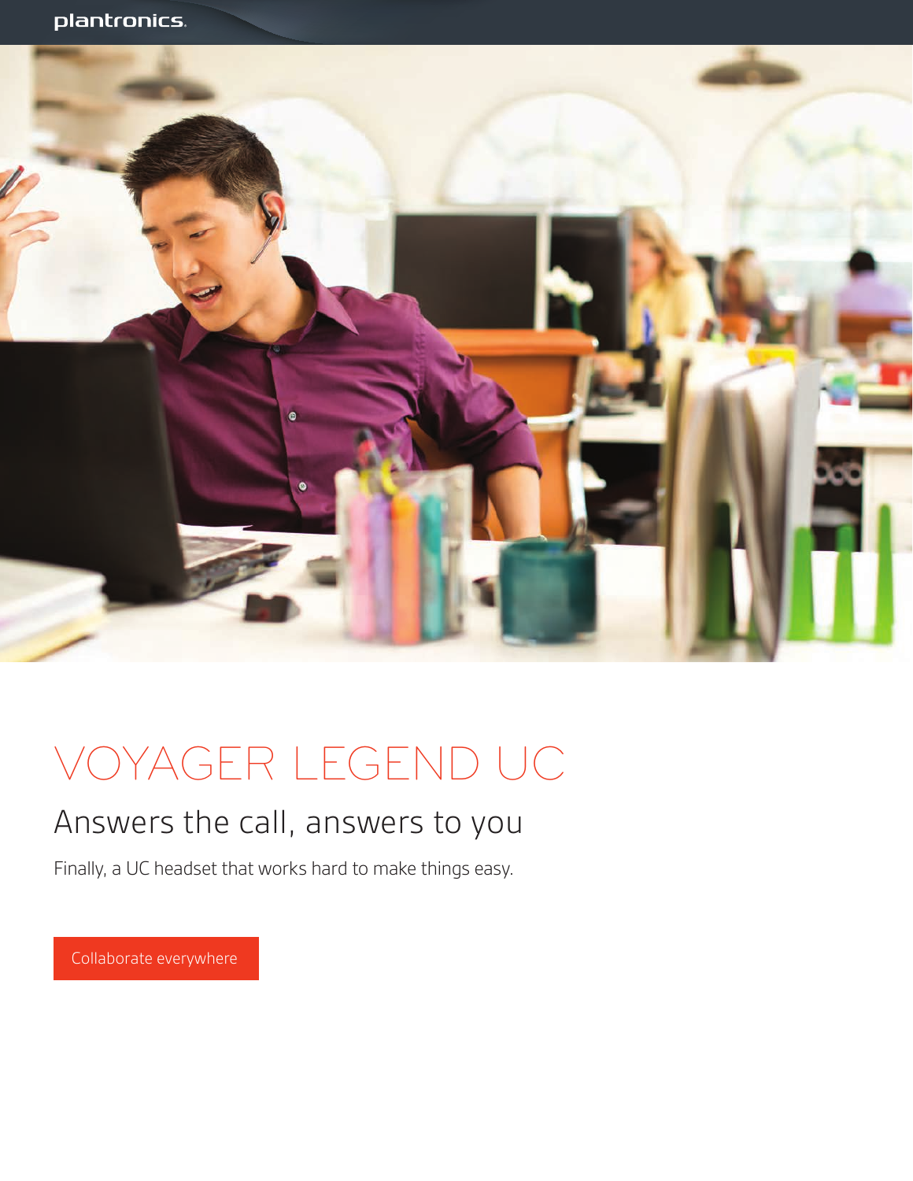plantronics.

# VOYAGER LEGEND UC

## Answers the call, answers to you

Finally, a UC headset that works hard to make things easy.

Collaborate everywhere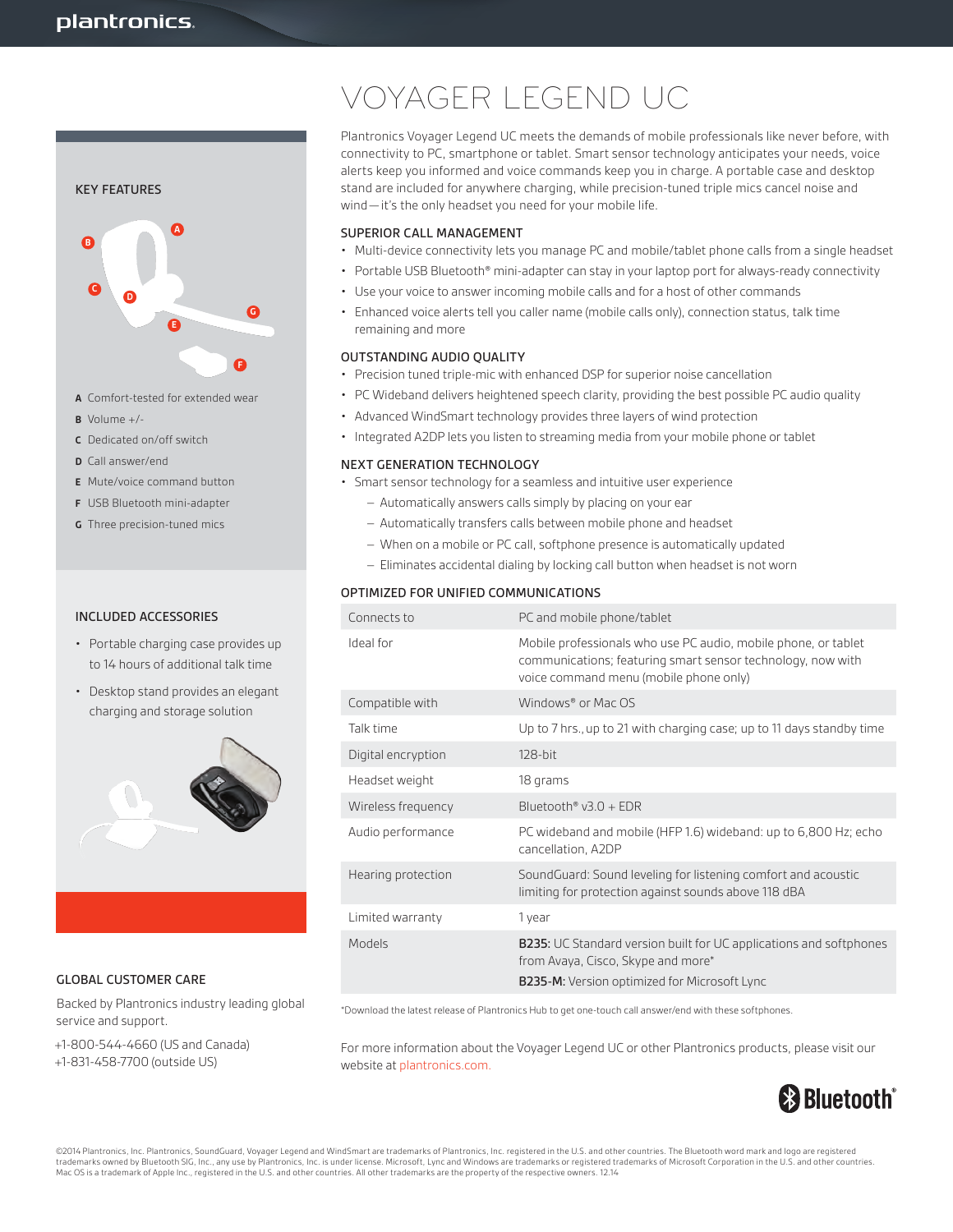# VOYAGER LEGEND UC

Plantronics Voyager Legend UC meets the demands of mobile professionals like never before, with connectivity to PC, smartphone or tablet. Smart sensor technology anticipates your needs, voice alerts keep you informed and voice commands keep you in charge. A portable case and desktop stand are included for anywhere charging, while precision-tuned triple mics cancel noise and wind—it's the only headset you need for your mobile life.

## KEY FEATURES

- **A** Comfort-tested for extended wear
- **B** Volume +/-
- **C** Dedicated on/off switch
- **D** Call answer/end
- **E** Mute/voice command button
- **F** USB Bluetooth mini-adapter
- **G** Three precision-tuned mics

## INCLUDED ACCESSORIES

- Portable charging case provides up to 14 hours of additional talk time
- Desktop stand provides an elegant charging and storage solution

## SUPERIOR CALL MANAGEMENT

- Multi-device connectivity lets you manage PC and mobile/tablet phone calls from a single headset
- Portable USB Bluetooth® mini-adapter can stay in your laptop port for always-ready connectivity
- Use your voice to answer incoming mobile calls and for a host of other commands
- Enhanced voice alerts tell you caller name (mobile calls only), connection status, talk time remaining and more

## OUTSTANDING AUDIO QUALITY

- Precision tuned triple-mic with enhanced DSP for superior noise cancellation
- PC Wideband delivers heightened speech clarity, providing the best possible PC audio quality
- Advanced WindSmart technology provides three layers of wind protection
- Integrated A2DP lets you listen to streaming media from your mobile phone or tablet

## NEXT GENERATION TECHNOLOGY

- Smart sensor technology for a seamless and intuitive user experience
  - Automatically answers calls simply by placing on your ear
  - Automatically transfers calls between mobile phone and headset
  - When on a mobile or PC call, softphone presence is automatically updated
  - Eliminates accidental dialing by locking call button when headset is not worn

## OPTIMIZED FOR UNIFIED COMMUNICATIONS

| | |
|---|---|
| Connects to | PC and mobile phone/tablet |
| Ideal for | Mobile professionals who use PC audio, mobile phone, or tablet communications; featuring smart sensor technology, now with voice command menu (mobile phone only) |
| Compatible with | Windows® or Mac OS |
| Talk time | Up to 7 hrs., up to 21 with charging case; up to 11 days standby time |
| Digital encryption | 128-bit |
| Headset weight | 18 grams |
| Wireless frequency | Bluetooth® v3.0 + EDR |
| Audio performance | PC wideband and mobile (HFP 1.6) wideband: up to 6,800 Hz; echo cancellation, A2DP |
| Hearing protection | SoundGuard: Sound leveling for listening comfort and acoustic limiting for protection against sounds above 118 dBA |
| Limited warranty | 1 year |
| Models | **B235:** UC Standard version built for UC applications and softphones from Avaya, Cisco, Skype and more* **B235-M:** Version optimized for Microsoft Lync |

*Download the latest release of Plantronics Hub to get one-touch call answer/end with these softphones.

## GLOBAL CUSTOMER CARE

Backed by Plantronics industry leading global service and support.

+1-800-544-4660 (US and Canada)
+1-831-458-7700 (outside US)

For more information about the Voyager Legend UC or other Plantronics products, please visit our website at plantronics.com.

©2014 Plantronics, Inc. Plantronics, SoundGuard, Voyager Legend and WindSmart are trademarks of Plantronics, Inc. registered in the U.S. and other countries. The Bluetooth word mark and logo are registered trademarks owned by Bluetooth SIG, Inc., any use by Plantronics, Inc. is under license. Microsoft, Lync and Windows are trademarks or registered trademarks of Microsoft Corporation in the U.S. and other countries. Mac OS is a trademark of Apple Inc., registered in the U.S. and other countries. All other trademarks are the property of the respective owners. 12.14